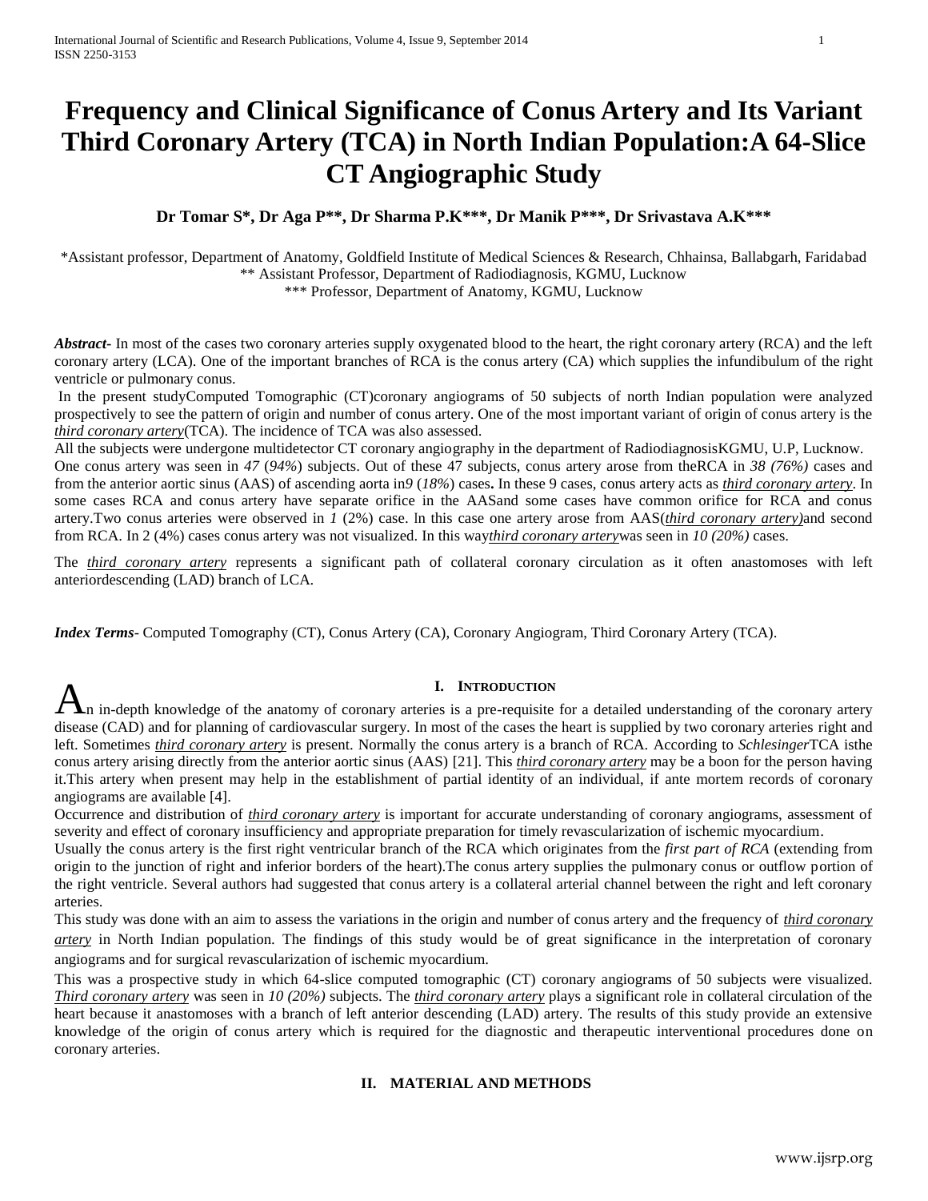# Frequency and Clinical Significance of Conus Artery and Its Variant Third Coronary Artery (TCA) in North Indian Population:A 64-Slice CT Angiographic Study

**Dr Tomar S*, Dr Aga P**, Dr Sharma P.K***, Dr Manik P***, Dr Srivastava A.K*****

*Assistant professor, Department of Anatomy, Goldfield Institute of Medical Sciences & Research, Chhainsa, Ballabgarh, Faridabad
** Assistant Professor, Department of Radiodiagnosis, KGMU, Lucknow
*** Professor, Department of Anatomy, KGMU, Lucknow

***Abstract***- In most of the cases two coronary arteries supply oxygenated blood to the heart, the right coronary artery (RCA) and the left coronary artery (LCA). One of the important branches of RCA is the conus artery (CA) which supplies the infundibulum of the right ventricle or pulmonary conus.

In the present studyComputed Tomographic (CT)coronary angiograms of 50 subjects of north Indian population were analyzed prospectively to see the pattern of origin and number of conus artery. One of the most important variant of origin of conus artery is the ***third coronary artery***(TCA). The incidence of TCA was also assessed.

All the subjects were undergone multidetector CT coronary angiography in the department of RadiodiagnosisKGMU, U.P, Lucknow.

One conus artery was seen in *47* (*94%*) subjects. Out of these 47 subjects, conus artery arose from theRCA in *38 (76%)* cases and from the anterior aortic sinus (AAS) of ascending aorta in*9* (*18%*) cases**.** In these 9 cases, conus artery acts as ***third coronary artery***. In some cases RCA and conus artery have separate orifice in the AASand some cases have common orifice for RCA and conus artery.Two conus arteries were observed in *1* (2%) case. In this case one artery arose from AAS(***third coronary artery)***and second from RCA. In 2 (4%) cases conus artery was not visualized. In this way***third coronary artery***was seen in *10 (20%)* cases.

The ***third coronary artery*** represents a significant path of collateral coronary circulation as it often anastomoses with left anteriordescending (LAD) branch of LCA.

***Index Terms***- Computed Tomography (CT), Conus Artery (CA), Coronary Angiogram, Third Coronary Artery (TCA).

## I. Introduction

An in-depth knowledge of the anatomy of coronary arteries is a pre-requisite for a detailed understanding of the coronary artery disease (CAD) and for planning of cardiovascular surgery. In most of the cases the heart is supplied by two coronary arteries right and left. Sometimes ***third coronary artery*** is present. Normally the conus artery is a branch of RCA. According to *Schlesinger*TCA isthe conus artery arising directly from the anterior aortic sinus (AAS) [21]. This ***third coronary artery*** may be a boon for the person having it.This artery when present may help in the establishment of partial identity of an individual, if ante mortem records of coronary angiograms are available [4].

Occurrence and distribution of ***third coronary artery*** is important for accurate understanding of coronary angiograms, assessment of severity and effect of coronary insufficiency and appropriate preparation for timely revascularization of ischemic myocardium.

Usually the conus artery is the first right ventricular branch of the RCA which originates from the *first part of RCA* (extending from origin to the junction of right and inferior borders of the heart).The conus artery supplies the pulmonary conus or outflow portion of the right ventricle. Several authors had suggested that conus artery is a collateral arterial channel between the right and left coronary arteries.

This study was done with an aim to assess the variations in the origin and number of conus artery and the frequency of ***third coronary artery*** in North Indian population. The findings of this study would be of great significance in the interpretation of coronary angiograms and for surgical revascularization of ischemic myocardium.

This was a prospective study in which 64-slice computed tomographic (CT) coronary angiograms of 50 subjects were visualized. ***Third coronary artery*** was seen in *10 (20%)* subjects. The ***third coronary artery*** plays a significant role in collateral circulation of the heart because it anastomoses with a branch of left anterior descending (LAD) artery. The results of this study provide an extensive knowledge of the origin of conus artery which is required for the diagnostic and therapeutic interventional procedures done on coronary arteries.

## II. Material and Methods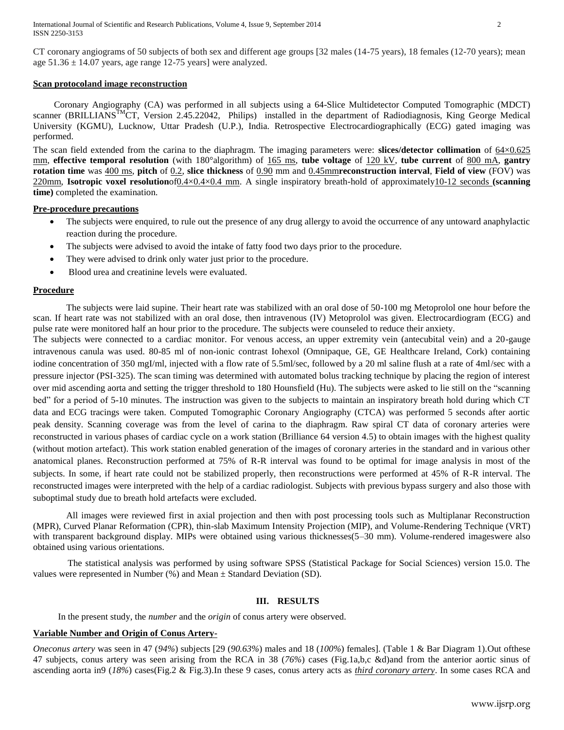CT coronary angiograms of 50 subjects of both sex and different age groups [32 males (14-75 years), 18 females (12-70 years); mean age 51.36 ± 14.07 years, age range 12-75 years] were analyzed.

**Scan protocoland image reconstruction**

Coronary Angiography (CA) was performed in all subjects using a 64-Slice Multidetector Computed Tomographic (MDCT) scanner (BRILLIANS$^{TM}$CT, Version 2.45.22042, Philips) installed in the department of Radiodiagnosis, King George Medical University (KGMU), Lucknow, Uttar Pradesh (U.P.), India. Retrospective Electrocardiographically (ECG) gated imaging was performed.

The scan field extended from the carina to the diaphragm. The imaging parameters were: **slices/detector collimation** of 64×0.625 mm, **effective temporal resolution** (with 180°algorithm) of 165 ms, **tube voltage** of 120 kV, **tube current** of 800 mA, **gantry rotation time** was 400 ms, **pitch** of 0.2, **slice thickness** of 0.90 mm and 0.45mm**reconstruction interval**, **Field of view** (FOV) was 220mm, **Isotropic voxel resolution**of0.4×0.4×0.4 mm. A single inspiratory breath-hold of approximately10-12 seconds **(scanning time)** completed the examination.

**Pre-procedure precautions**

- The subjects were enquired, to rule out the presence of any drug allergy to avoid the occurrence of any untoward anaphylactic reaction during the procedure.
- The subjects were advised to avoid the intake of fatty food two days prior to the procedure.
- They were advised to drink only water just prior to the procedure.
- Blood urea and creatinine levels were evaluated.

**Procedure**

The subjects were laid supine. Their heart rate was stabilized with an oral dose of 50-100 mg Metoprolol one hour before the scan. If heart rate was not stabilized with an oral dose, then intravenous (IV) Metoprolol was given. Electrocardiogram (ECG) and pulse rate were monitored half an hour prior to the procedure. The subjects were counseled to reduce their anxiety.

The subjects were connected to a cardiac monitor. For venous access, an upper extremity vein (antecubital vein) and a 20-gauge intravenous canula was used. 80-85 ml of non-ionic contrast Iohexol (Omnipaque, GE, GE Healthcare Ireland, Cork) containing iodine concentration of 350 mgI/ml, injected with a flow rate of 5.5ml/sec, followed by a 20 ml saline flush at a rate of 4ml/sec with a pressure injector (PSI-325). The scan timing was determined with automated bolus tracking technique by placing the region of interest over mid ascending aorta and setting the trigger threshold to 180 Hounsfield (Hu). The subjects were asked to lie still on the "scanning bed" for a period of 5-10 minutes. The instruction was given to the subjects to maintain an inspiratory breath hold during which CT data and ECG tracings were taken. Computed Tomographic Coronary Angiography (CTCA) was performed 5 seconds after aortic peak density. Scanning coverage was from the level of carina to the diaphragm. Raw spiral CT data of coronary arteries were reconstructed in various phases of cardiac cycle on a work station (Brilliance 64 version 4.5) to obtain images with the highest quality (without motion artefact). This work station enabled generation of the images of coronary arteries in the standard and in various other anatomical planes. Reconstruction performed at 75% of R-R interval was found to be optimal for image analysis in most of the subjects. In some, if heart rate could not be stabilized properly, then reconstructions were performed at 45% of R-R interval. The reconstructed images were interpreted with the help of a cardiac radiologist. Subjects with previous bypass surgery and also those with suboptimal study due to breath hold artefacts were excluded.

All images were reviewed first in axial projection and then with post processing tools such as Multiplanar Reconstruction (MPR), Curved Planar Reformation (CPR), thin-slab Maximum Intensity Projection (MIP), and Volume-Rendering Technique (VRT) with transparent background display. MIPs were obtained using various thicknesses(5–30 mm). Volume-rendered imageswere also obtained using various orientations.

The statistical analysis was performed by using software SPSS (Statistical Package for Social Sciences) version 15.0. The values were represented in Number (%) and Mean ± Standard Deviation (SD).

## III. RESULTS

In the present study, the *number* and the *origin* of conus artery were observed.

**Variable Number and Origin of Conus Artery-**

*Oneconus artery* was seen in 47 (*94%*) subjects [29 (*90.63%*) males and 18 (*100%*) females]. (Table 1 & Bar Diagram 1).Out ofthese 47 subjects, conus artery was seen arising from the RCA in 38 (*76%*) cases (Fig.1a,b,c &d)and from the anterior aortic sinus of ascending aorta in9 (*18%*) cases(Fig.2 & Fig.3).In these 9 cases, conus artery acts as ***third coronary artery***. In some cases RCA and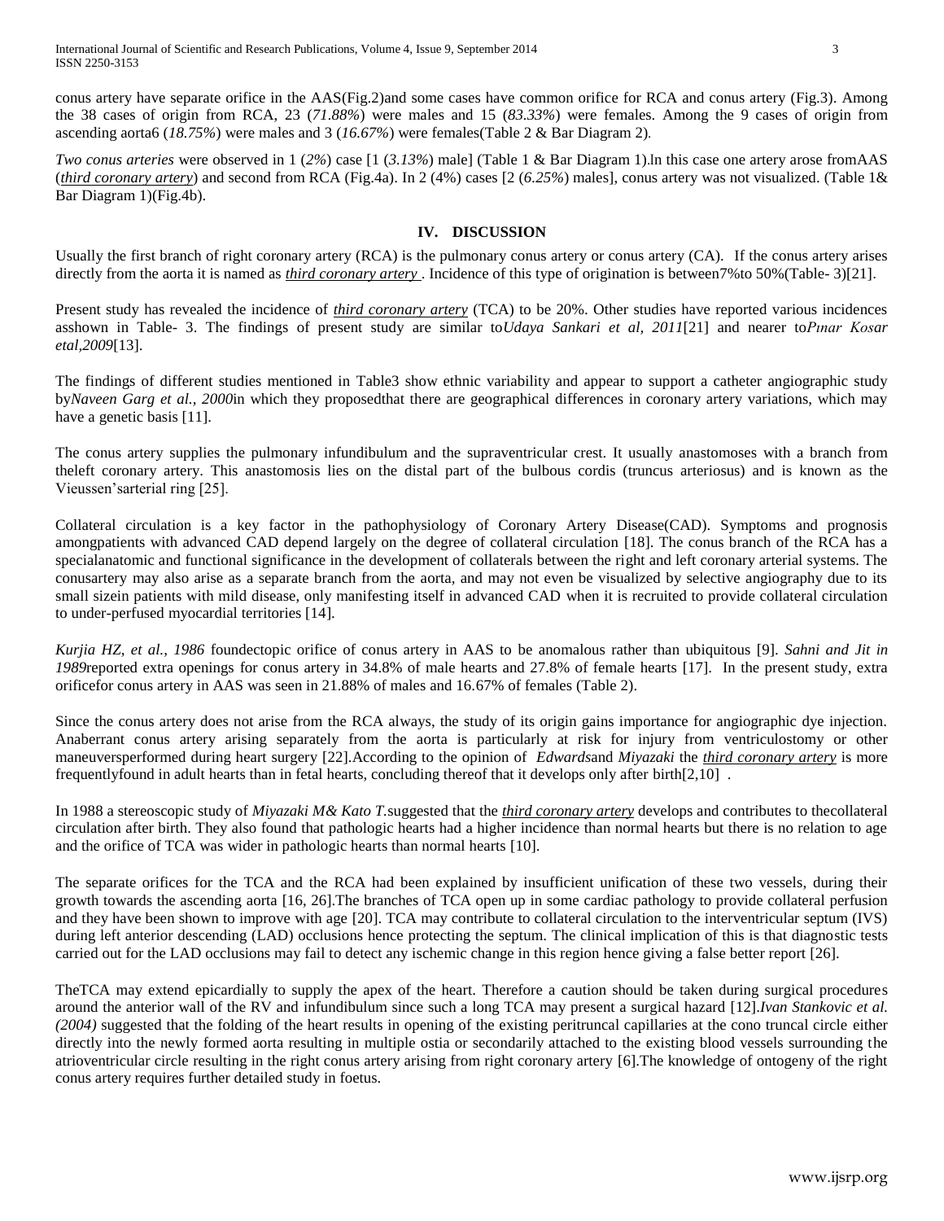conus artery have separate orifice in the AAS(Fig.2)and some cases have common orifice for RCA and conus artery (Fig.3). Among the 38 cases of origin from RCA, 23 (*71.88%*) were males and 15 (*83.33%*) were females. Among the 9 cases of origin from ascending aorta6 (*18.75%*) were males and 3 (*16.67%*) were females(Table 2 & Bar Diagram 2).

*Two conus arteries* were observed in 1 (*2%*) case [1 (*3.13%*) male] (Table 1 & Bar Diagram 1).In this case one artery arose fromAAS (*third coronary artery*) and second from RCA (Fig.4a). In 2 (4%) cases [2 (*6.25%*) males], conus artery was not visualized. (Table 1& Bar Diagram 1)(Fig.4b).

## IV. DISCUSSION

Usually the first branch of right coronary artery (RCA) is the pulmonary conus artery or conus artery (CA). If the conus artery arises directly from the aorta it is named as *third coronary artery*. Incidence of this type of origination is between7% to 50%(Table- 3)[21].

Present study has revealed the incidence of *third coronary artery* (TCA) to be 20%. Other studies have reported various incidences asshown in Table- 3. The findings of present study are similar to*Udaya Sankari et al, 2011*[21] and nearer to*Pınar Kosar etal,2009*[13].

The findings of different studies mentioned in Table3 show ethnic variability and appear to support a catheter angiographic study by*Naveen Garg et al., 2000*in which they proposedthat there are geographical differences in coronary artery variations, which may have a genetic basis [11].

The conus artery supplies the pulmonary infundibulum and the supraventricular crest. It usually anastomoses with a branch from theleft coronary artery. This anastomosis lies on the distal part of the bulbous cordis (truncus arteriosus) and is known as the Vieussen'sarterial ring [25].

Collateral circulation is a key factor in the pathophysiology of Coronary Artery Disease(CAD). Symptoms and prognosis amongpatients with advanced CAD depend largely on the degree of collateral circulation [18]. The conus branch of the RCA has a specialanatomic and functional significance in the development of collaterals between the right and left coronary arterial systems. The conusartery may also arise as a separate branch from the aorta, and may not even be visualized by selective angiography due to its small sizein patients with mild disease, only manifesting itself in advanced CAD when it is recruited to provide collateral circulation to under-perfused myocardial territories [14].

*Kurjia HZ, et al., 1986* foundectopic orifice of conus artery in AAS to be anomalous rather than ubiquitous [9]. *Sahni and Jit in 1989*reported extra openings for conus artery in 34.8% of male hearts and 27.8% of female hearts [17]. In the present study, extra orificefor conus artery in AAS was seen in 21.88% of males and 16.67% of females (Table 2).

Since the conus artery does not arise from the RCA always, the study of its origin gains importance for angiographic dye injection. Anaberrant conus artery arising separately from the aorta is particularly at risk for injury from ventriculostomy or other maneuversperformed during heart surgery [22].According to the opinion of *Edwards*and *Miyazaki* the *third coronary artery* is more frequentlyfound in adult hearts than in fetal hearts, concluding thereof that it develops only after birth[2,10] .

In 1988 a stereoscopic study of *Miyazaki M& Kato T.*suggested that the *third coronary artery* develops and contributes to thecollateral circulation after birth. They also found that pathologic hearts had a higher incidence than normal hearts but there is no relation to age and the orifice of TCA was wider in pathologic hearts than normal hearts [10].

The separate orifices for the TCA and the RCA had been explained by insufficient unification of these two vessels, during their growth towards the ascending aorta [16, 26].The branches of TCA open up in some cardiac pathology to provide collateral perfusion and they have been shown to improve with age [20]. TCA may contribute to collateral circulation to the interventricular septum (IVS) during left anterior descending (LAD) occlusions hence protecting the septum. The clinical implication of this is that diagnostic tests carried out for the LAD occlusions may fail to detect any ischemic change in this region hence giving a false better report [26].

TheTCA may extend epicardially to supply the apex of the heart. Therefore a caution should be taken during surgical procedures around the anterior wall of the RV and infundibulum since such a long TCA may present a surgical hazard [12].*Ivan Stankovic et al. (2004)* suggested that the folding of the heart results in opening of the existing peritruncal capillaries at the cono truncal circle either directly into the newly formed aorta resulting in multiple ostia or secondarily attached to the existing blood vessels surrounding the atrioventricular circle resulting in the right conus artery arising from right coronary artery [6].The knowledge of ontogeny of the right conus artery requires further detailed study in foetus.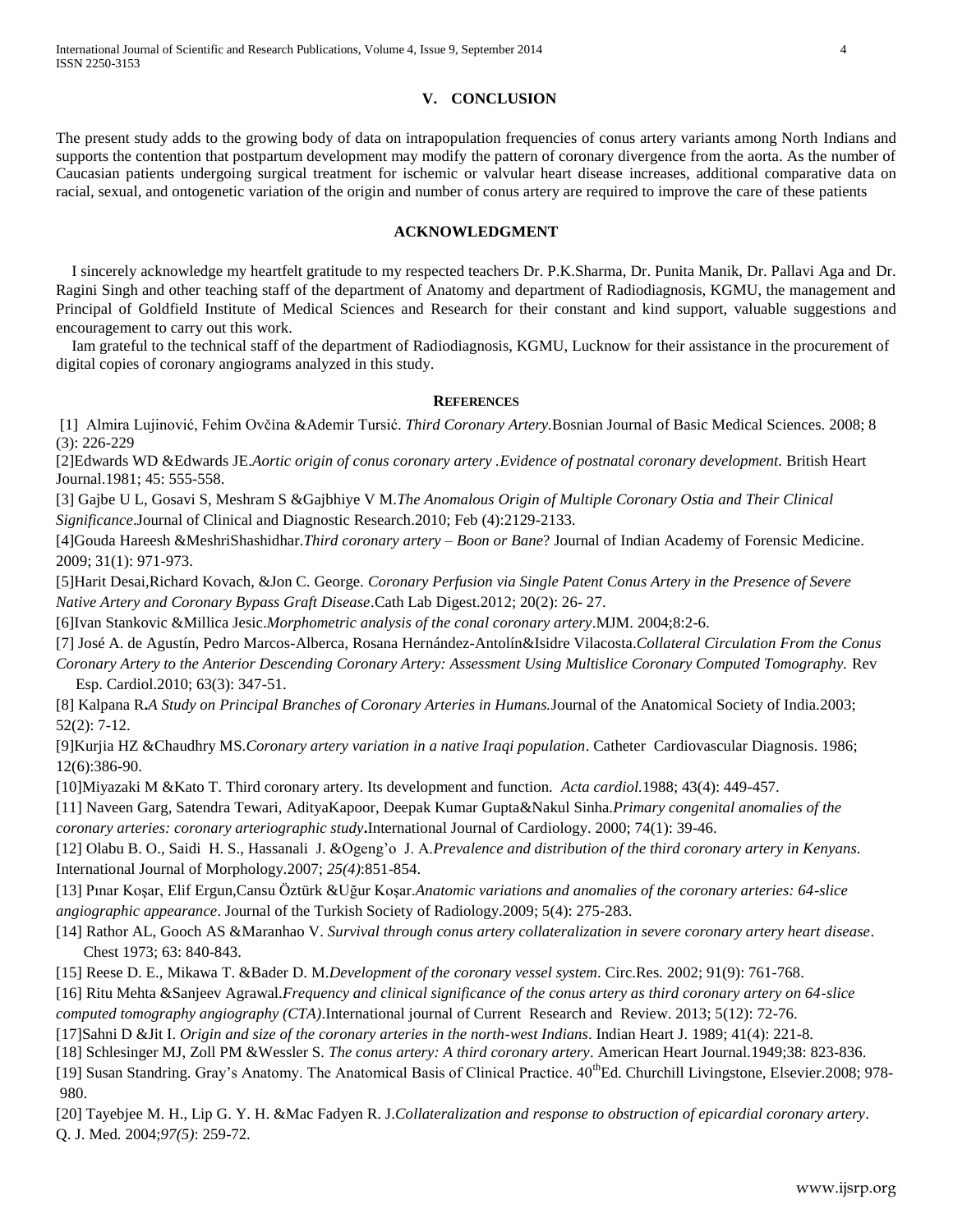## V. CONCLUSION

The present study adds to the growing body of data on intrapopulation frequencies of conus artery variants among North Indians and supports the contention that postpartum development may modify the pattern of coronary divergence from the aorta. As the number of Caucasian patients undergoing surgical treatment for ischemic or valvular heart disease increases, additional comparative data on racial, sexual, and ontogenetic variation of the origin and number of conus artery are required to improve the care of these patients

## ACKNOWLEDGMENT

I sincerely acknowledge my heartfelt gratitude to my respected teachers Dr. P.K.Sharma, Dr. Punita Manik, Dr. Pallavi Aga and Dr. Ragini Singh and other teaching staff of the department of Anatomy and department of Radiodiagnosis, KGMU, the management and Principal of Goldfield Institute of Medical Sciences and Research for their constant and kind support, valuable suggestions and encouragement to carry out this work.

Iam grateful to the technical staff of the department of Radiodiagnosis, KGMU, Lucknow for their assistance in the procurement of digital copies of coronary angiograms analyzed in this study.

## REFERENCES

[1] Almira Lujinović, Fehim Ovčina &Ademir Tursić. *Third Coronary Artery.*Bosnian Journal of Basic Medical Sciences. 2008; 8 (3): 226-229

[2]Edwards WD &Edwards JE.*Aortic origin of conus coronary artery .Evidence of postnatal coronary development*. British Heart Journal.1981; 45: 555-558.

[3] Gajbe U L, Gosavi S, Meshram S &Gajbhiye V M.*The Anomalous Origin of Multiple Coronary Ostia and Their Clinical Significance*.Journal of Clinical and Diagnostic Research.2010; Feb (4):2129-2133.

[4]Gouda Hareesh &MeshriShashidhar.*Third coronary artery – Boon or Bane*? Journal of Indian Academy of Forensic Medicine. 2009; 31(1): 971-973.

[5]Harit Desai,Richard Kovach, &Jon C. George. *Coronary Perfusion via Single Patent Conus Artery in the Presence of Severe Native Artery and Coronary Bypass Graft Disease*.Cath Lab Digest.2012; 20(2): 26- 27.

[6]Ivan Stankovic &Millica Jesic.*Morphometric analysis of the conal coronary artery*.MJM. 2004;8:2-6.

[7] José A. de Agustín, Pedro Marcos-Alberca, Rosana Hernández-Antolín&Isidre Vilacosta.*Collateral Circulation From the Conus Coronary Artery to the Anterior Descending Coronary Artery: Assessment Using Multislice Coronary Computed Tomography.* Rev Esp. Cardiol.2010; 63(3): 347-51.

[8] Kalpana R.*A Study on Principal Branches of Coronary Arteries in Humans.*Journal of the Anatomical Society of India.2003; 52(2): 7-12.

[9]Kurjia HZ &Chaudhry MS.*Coronary artery variation in a native Iraqi population*. Catheter Cardiovascular Diagnosis. 1986; 12(6):386-90.

[10]Miyazaki M &Kato T. Third coronary artery. Its development and function. *Acta cardiol.*1988; 43(4): 449-457.

[11] Naveen Garg, Satendra Tewari, AdityaKapoor, Deepak Kumar Gupta&Nakul Sinha.*Primary congenital anomalies of the coronary arteries: coronary arteriographic study***.**International Journal of Cardiology. 2000; 74(1): 39-46.

[12] Olabu B. O., Saidi H. S., Hassanali J. &Ogeng'o J. A.*Prevalence and distribution of the third coronary artery in Kenyans*. International Journal of Morphology.2007; *25(4)*:851-854.

[13] Pınar Koşar, Elif Ergun,Cansu Öztürk &Uğur Koşar.*Anatomic variations and anomalies of the coronary arteries: 64-slice angiographic appearance*. Journal of the Turkish Society of Radiology.2009; 5(4): 275-283.

[14] Rathor AL, Gooch AS &Maranhao V. *Survival through conus artery collateralization in severe coronary artery heart disease*. Chest 1973; 63: 840-843.

[15] Reese D. E., Mikawa T. &Bader D. M.*Development of the coronary vessel system*. Circ.Res*.* 2002; 91(9): 761-768.

[16] Ritu Mehta &Sanjeev Agrawal.*Frequency and clinical significance of the conus artery as third coronary artery on 64-slice computed tomography angiography (CTA)*.International journal of Current Research and Review. 2013; 5(12): 72-76.

[17]Sahni D &Jit I. *Origin and size of the coronary arteries in the north-west Indians*. Indian Heart J. 1989; 41(4): 221-8.

[18] Schlesinger MJ, Zoll PM &Wessler S. *The conus artery: A third coronary artery*. American Heart Journal.1949;38: 823-836.

[19] Susan Standring. Gray's Anatomy. The Anatomical Basis of Clinical Practice. 40thEd. Churchill Livingstone, Elsevier.2008; 978-980.

[20] Tayebjee M. H., Lip G. Y. H. &Mac Fadyen R. J.*Collateralization and response to obstruction of epicardial coronary artery*. Q. J. Med*.* 2004;*97(5)*: 259-72.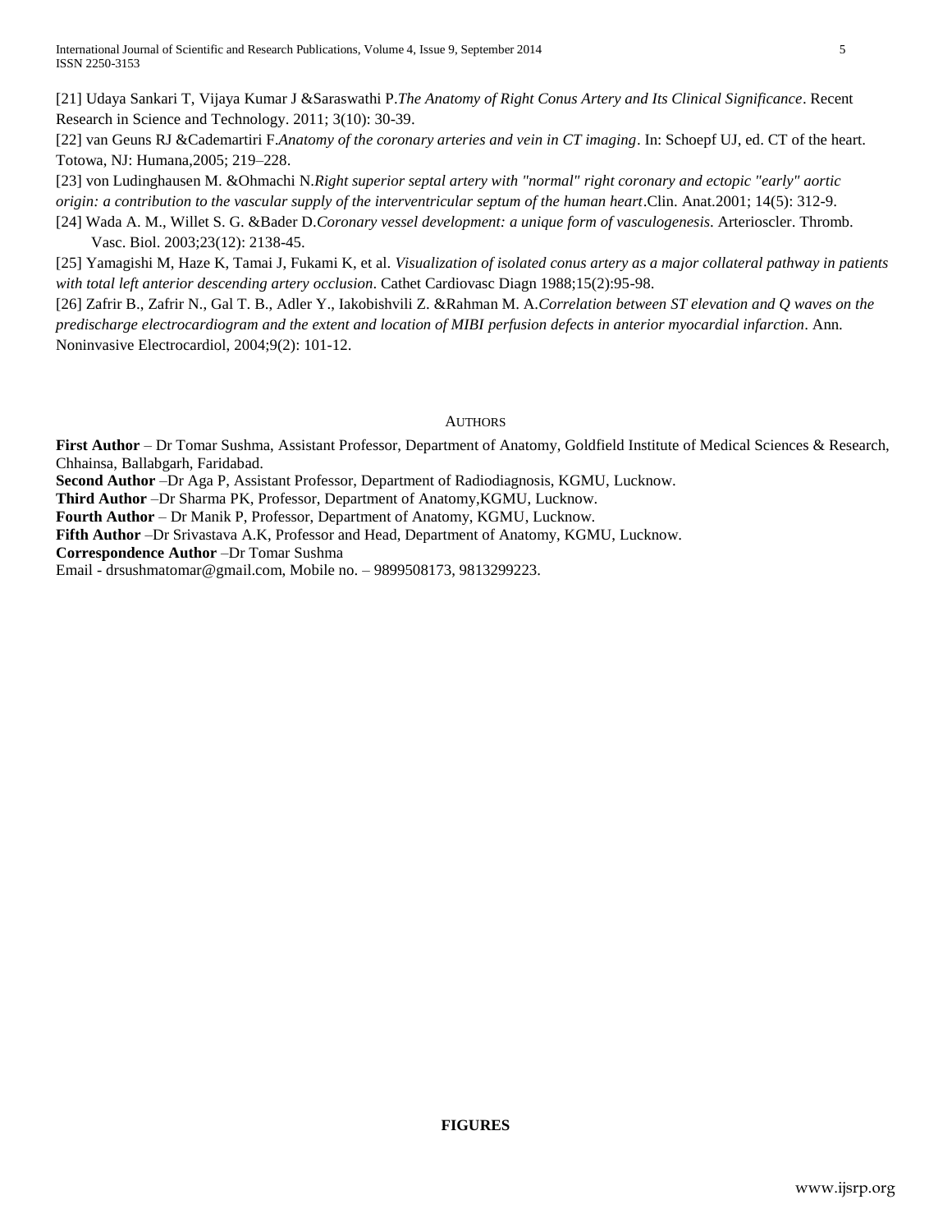[21] Udaya Sankari T, Vijaya Kumar J &Saraswathi P.*The Anatomy of Right Conus Artery and Its Clinical Significance*. Recent Research in Science and Technology. 2011; 3(10): 30-39.

[22] van Geuns RJ &Cademartiri F.*Anatomy of the coronary arteries and vein in CT imaging*. In: Schoepf UJ, ed. CT of the heart. Totowa, NJ: Humana,2005; 219–228.

[23] von Ludinghausen M. &Ohmachi N.*Right superior septal artery with "normal" right coronary and ectopic "early" aortic origin: a contribution to the vascular supply of the interventricular septum of the human heart*.Clin. Anat.2001; 14(5): 312-9.

[24] Wada A. M., Willet S. G. &Bader D.*Coronary vessel development: a unique form of vasculogenesis*. Arterioscler. Thromb. Vasc. Biol. 2003;23(12): 2138-45.

[25] Yamagishi M, Haze K, Tamai J, Fukami K, et al. *Visualization of isolated conus artery as a major collateral pathway in patients with total left anterior descending artery occlusion*. Cathet Cardiovasc Diagn 1988;15(2):95-98.

[26] Zafrir B., Zafrir N., Gal T. B., Adler Y., Iakobishvili Z. &Rahman M. A.*Correlation between ST elevation and Q waves on the predischarge electrocardiogram and the extent and location of MIBI perfusion defects in anterior myocardial infarction*. Ann. Noninvasive Electrocardiol, 2004;9(2): 101-12.

## AUTHORS

**First Author** – Dr Tomar Sushma, Assistant Professor, Department of Anatomy, Goldfield Institute of Medical Sciences & Research, Chhainsa, Ballabgarh, Faridabad.
**Second Author** –Dr Aga P, Assistant Professor, Department of Radiodiagnosis, KGMU, Lucknow.
**Third Author** –Dr Sharma PK, Professor, Department of Anatomy,KGMU, Lucknow.
**Fourth Author** – Dr Manik P, Professor, Department of Anatomy, KGMU, Lucknow.
**Fifth Author** –Dr Srivastava A.K, Professor and Head, Department of Anatomy, KGMU, Lucknow.
**Correspondence Author** –Dr Tomar Sushma
Email - drsushmatomar@gmail.com, Mobile no. – 9899508173, 9813299223.

**FIGURES**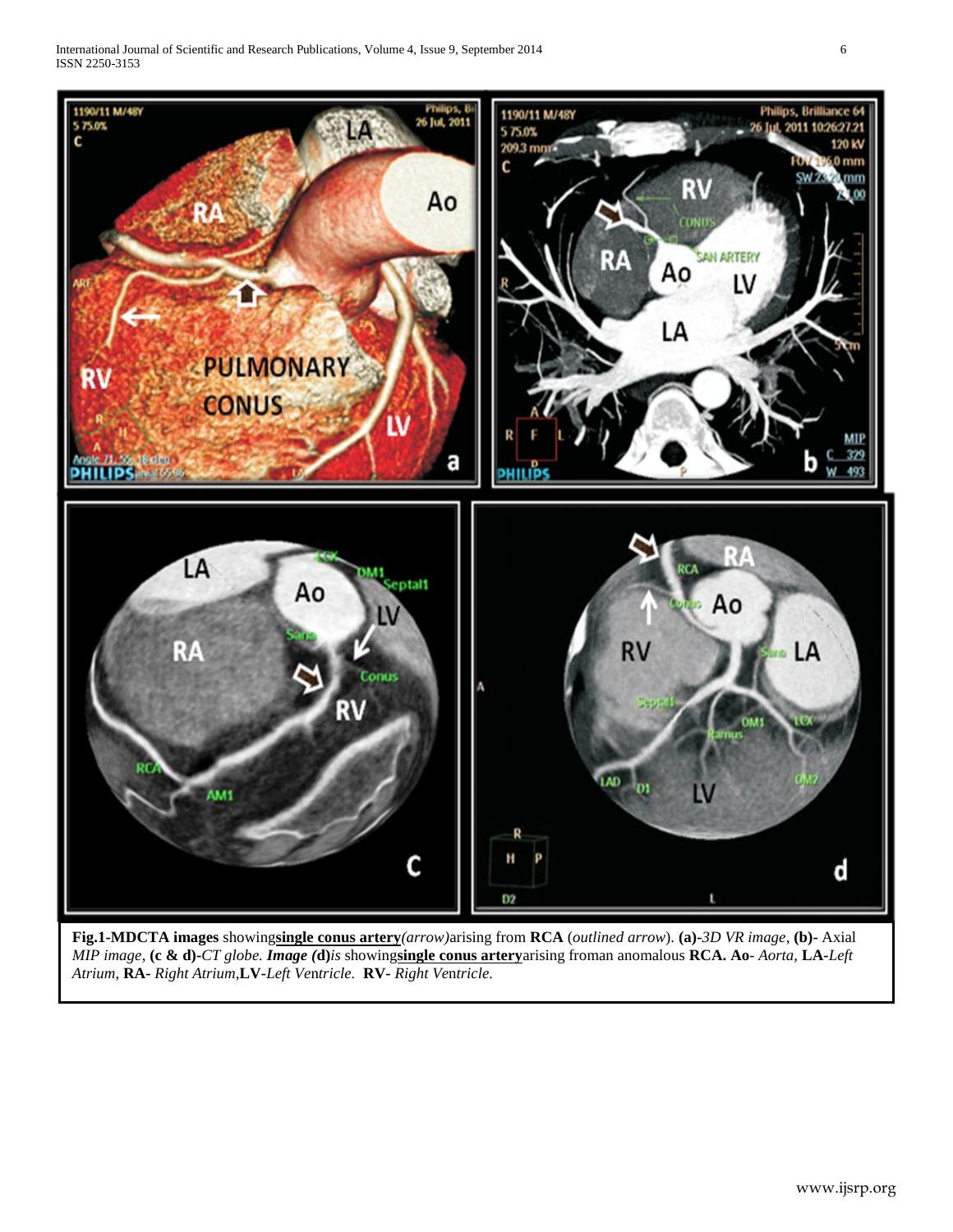**Fig.1**-**MDCTA images** showing**single conus artery**_(arrow)_arising from **RCA** (_outlined arrow_). **(a)-**_3D VR image_, **(b)-** Axial _MIP image_, **(c & d)**-_CT globe._ _**Image (d)**is_ showing**single conus artery**arising froman anomalous **RCA. Ao**- _Aorta_, **LA-**_Left Atrium_, **RA-** _Right Atrium_,**LV-**_Left Ventricle._ **RV-** _Right Ventricle._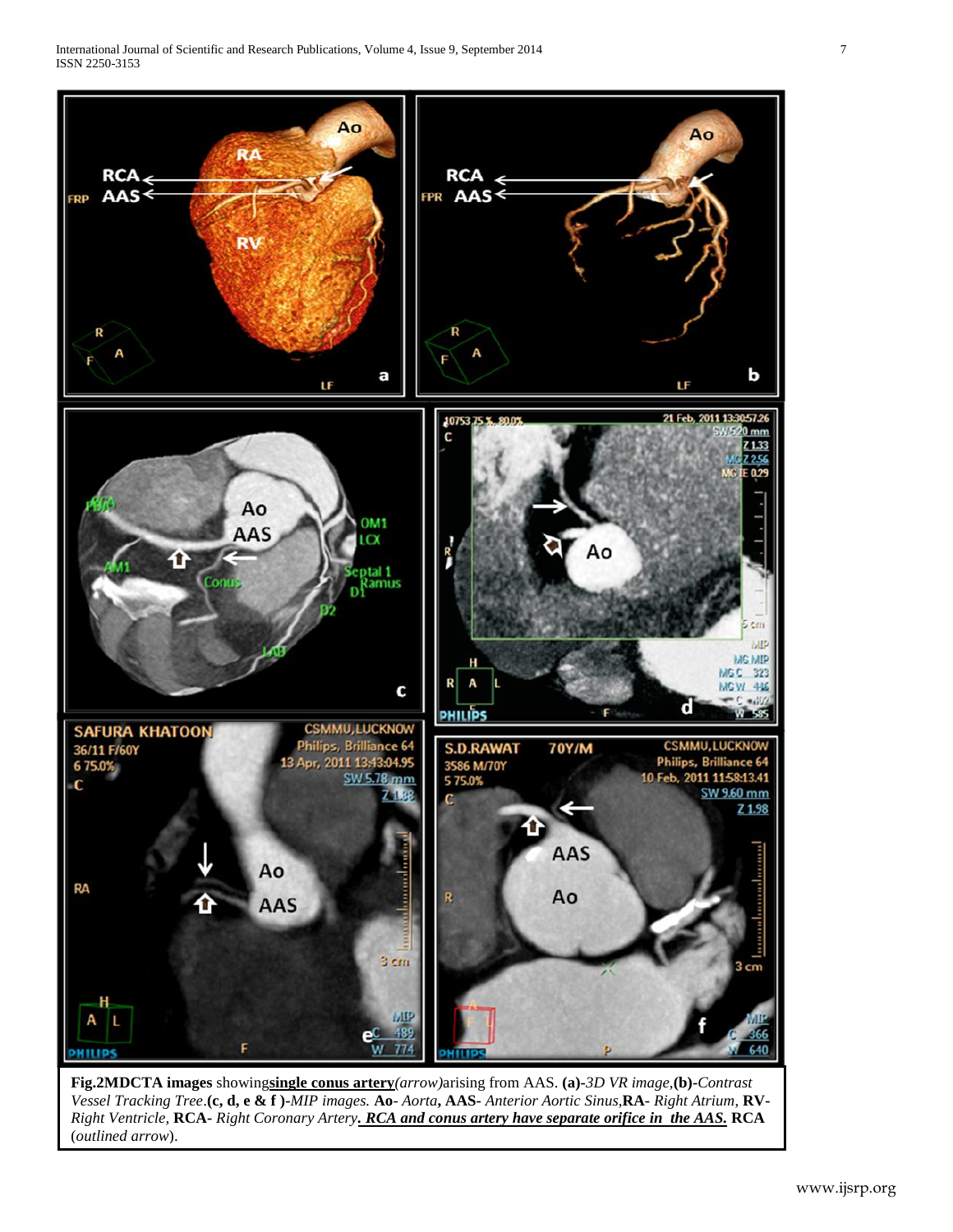**Fig.2MDCTA images** showing**single conus artery**(*arrow*)arising from AAS. **(a)**-*3D VR image*,**(b)**-*Contrast Vessel Tracking Tree*.**(c, d, e & f )**-*MIP images.* **Ao**- *Aorta*, **AAS**- *Anterior Aortic Sinus*,**RA**- *Right Atrium*, **RV**- *Right Ventricle*, **RCA**- *Right Coronary Artery*. ***RCA and conus artery have separate orifice in the AAS.*** **RCA** (*outlined arrow*).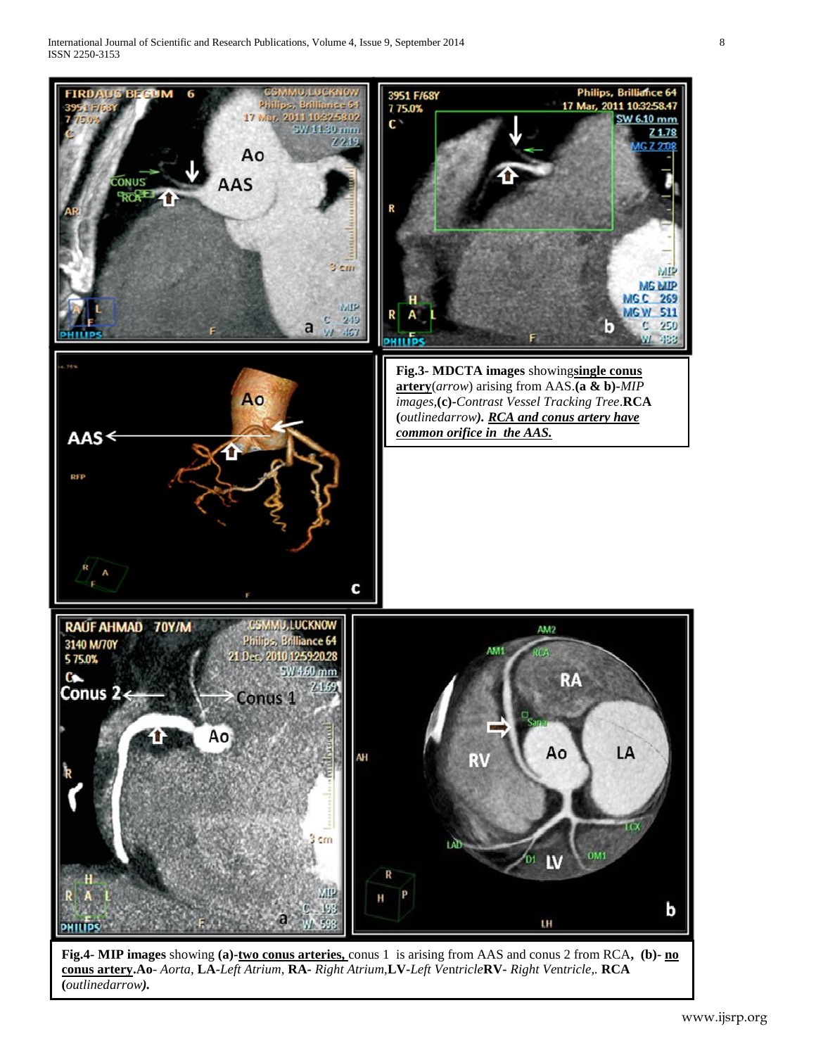**Fig.3- MDCTA images** showing **single conus artery** (*arrow*) arising from AAS. **(a & b)**-*MIP images*, **(c)**-*Contrast Vessel Tracking Tree*. **RCA (***outlined arrow***).** ***RCA and conus artery have common orifice in the AAS.***

**Fig.4- MIP images** showing **(a)**-**two conus arteries,** conus 1 is arising from AAS and conus 2 from RCA**, (b)**- **no conus artery**. **Ao**- *Aorta*, **LA**-*Left Atrium*, **RA**- *Right Atrium*, **LV**-*Left Ventricle* **RV**- *Right Ventricle*,. **RCA (***outlined arrow***).**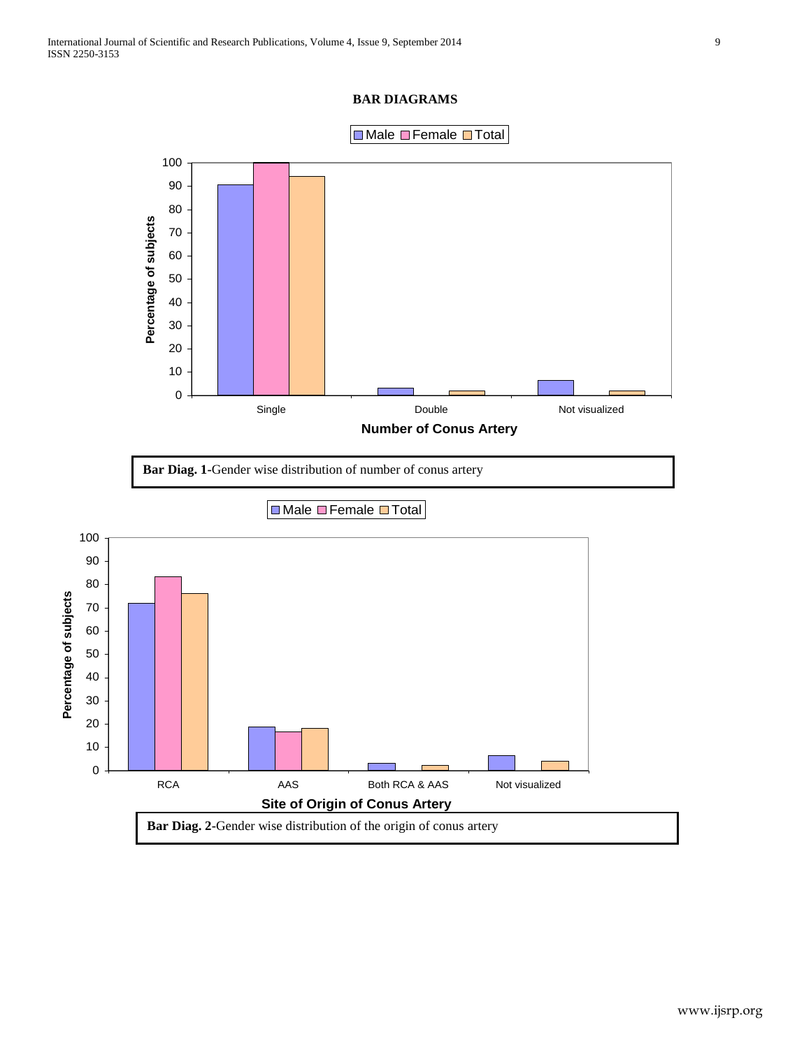## BAR DIAGRAMS

**Bar Diag. 1**-Gender wise distribution of number of conus artery

**Bar Diag. 2**-Gender wise distribution of the origin of conus artery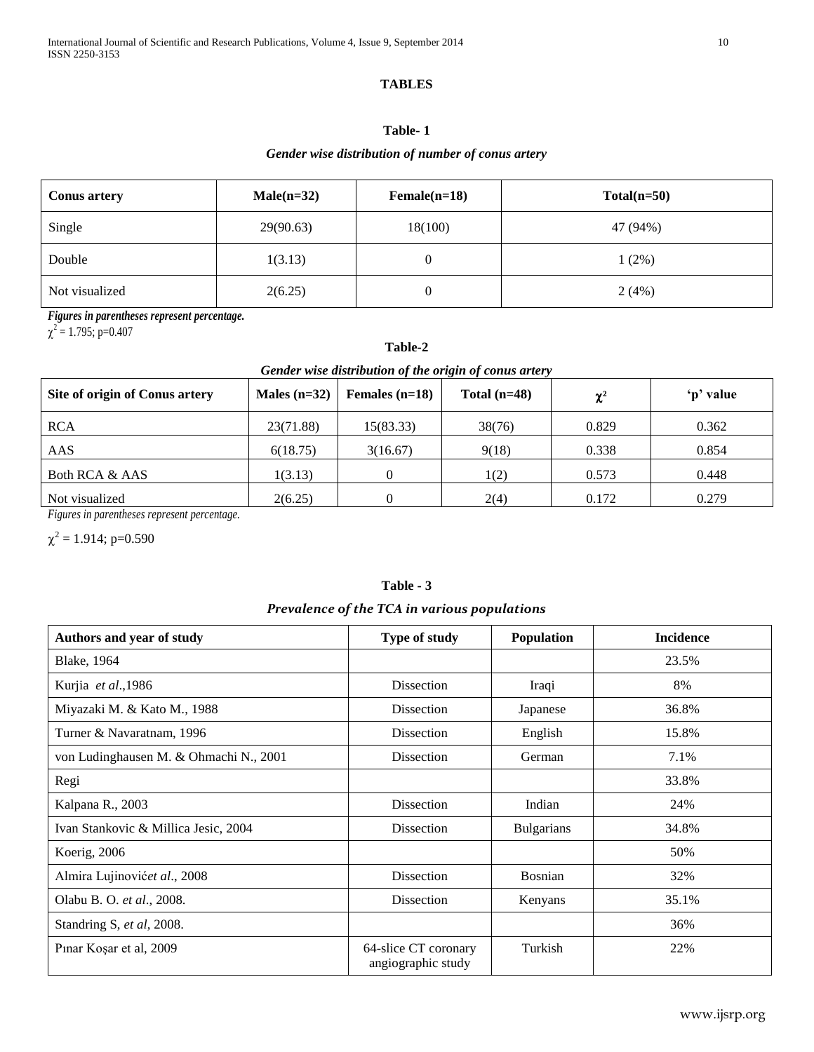## TABLES

**Table- 1**

***Gender wise distribution of number of conus artery***

| Conus artery | Male(n=32) | Female(n=18) | Total(n=50) |
|---|---|---|---|
| Single | 29(90.63) | 18(100) | 47 (94%) |
| Double | 1(3.13) | 0 | 1 (2%) |
| Not visualized | 2(6.25) | 0 | 2 (4%) |

*Figures in parentheses represent percentage.*

$\chi^2 = 1.795$; p=0.407

**Table-2**

***Gender wise distribution of the origin of conus artery***

| Site of origin of Conus artery | Males (n=32) | Females (n=18) | Total (n=48) | $\chi^2$ | 'p' value |
|---|---|---|---|---|---|
| RCA | 23(71.88) | 15(83.33) | 38(76) | 0.829 | 0.362 |
| AAS | 6(18.75) | 3(16.67) | 9(18) | 0.338 | 0.854 |
| Both RCA & AAS | 1(3.13) | 0 | 1(2) | 0.573 | 0.448 |
| Not visualized | 2(6.25) | 0 | 2(4) | 0.172 | 0.279 |

*Figures in parentheses represent percentage.*

$\chi^2 = 1.914$; p=0.590

**Table - 3**

***Prevalence of the TCA in various populations***

| Authors and year of study | Type of study | Population | Incidence |
|---|---|---|---|
| Blake, 1964 | | | 23.5% |
| Kurjia *et al*.,1986 | Dissection | Iraqi | 8% |
| Miyazaki M. & Kato M., 1988 | Dissection | Japanese | 36.8% |
| Turner & Navaratnam, 1996 | Dissection | English | 15.8% |
| von Ludinghausen M. & Ohmachi N., 2001 | Dissection | German | 7.1% |
| Regi | | | 33.8% |
| Kalpana R., 2003 | Dissection | Indian | 24% |
| Ivan Stankovic & Millica Jesic, 2004 | Dissection | Bulgarians | 34.8% |
| Koerig, 2006 | | | 50% |
| Almira Lujinović*et al*., 2008 | Dissection | Bosnian | 32% |
| Olabu B. O. *et al*., 2008. | Dissection | Kenyans | 35.1% |
| Standring S, *et al*, 2008. | | | 36% |
| Pınar Koşar et al, 2009 | 64-slice CT coronary angiographic study | Turkish | 22% |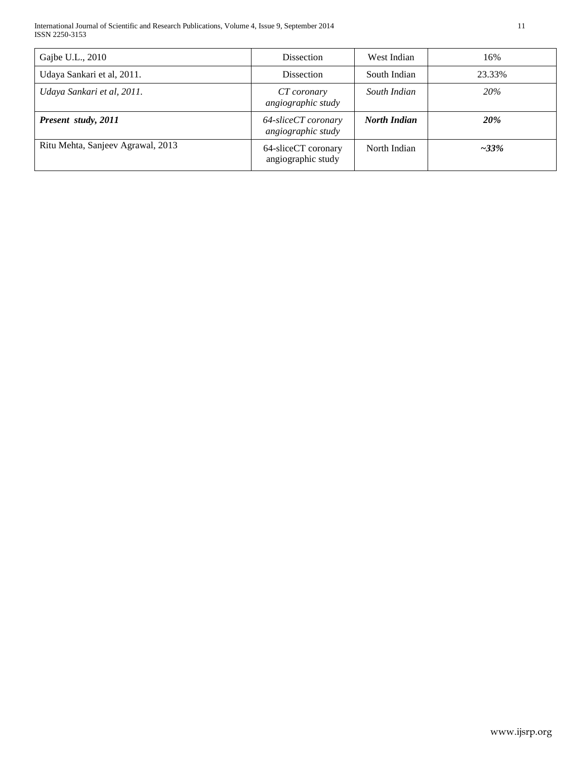| | | | |
|---|---|---|---|
| Gajbe U.L., 2010 | Dissection | West Indian | 16% |
| Udaya Sankari et al, 2011. | Dissection | South Indian | 23.33% |
| *Udaya Sankari et al, 2011.* | *CT coronary angiographic study* | *South Indian* | *20%* |
| ***Present study, 2011*** | *64-sliceCT coronary angiographic study* | ***North Indian*** | ***20%*** |
| Ritu Mehta, Sanjeev Agrawal, 2013 | 64-sliceCT coronary angiographic study | North Indian | ***~33%*** |